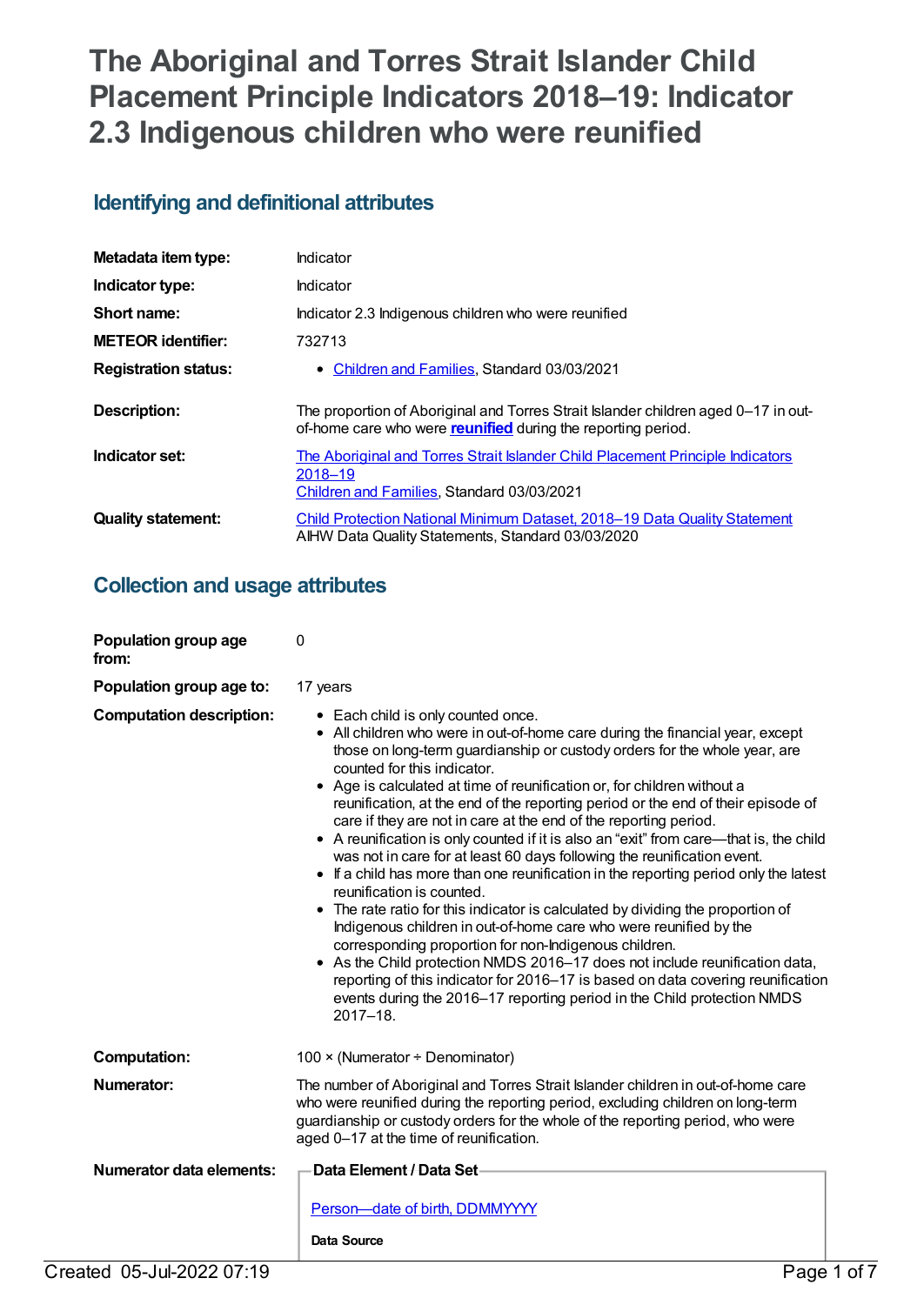# The Aboriginal and Torres Strait Islander Child Placement Principle Indicators 2018–19: Indicator 2.3 Indigenous children who were reunified

## Identifying and definitional attributes

| | |
|---|---|
| **Metadata item type:** | Indicator |
| **Indicator type:** | Indicator |
| **Short name:** | Indicator 2.3 Indigenous children who were reunified |
| **METEOR identifier:** | 732713 |
| **Registration status:** | • Children and Families, Standard 03/03/2021 |
| **Description:** | The proportion of Aboriginal and Torres Strait Islander children aged 0–17 in out-of-home care who were **reunified** during the reporting period. |
| **Indicator set:** | The Aboriginal and Torres Strait Islander Child Placement Principle Indicators 2018–19<br>Children and Families, Standard 03/03/2021 |
| **Quality statement:** | Child Protection National Minimum Dataset, 2018–19 Data Quality Statement<br>AIHW Data Quality Statements, Standard 03/03/2020 |

## Collection and usage attributes

**Population group age from:** 0

**Population group age to:** 17 years

**Computation description:**

- Each child is only counted once.
- All children who were in out-of-home care during the financial year, except those on long-term guardianship or custody orders for the whole year, are counted for this indicator.
- Age is calculated at time of reunification or, for children without a reunification, at the end of the reporting period or the end of their episode of care if they are not in care at the end of the reporting period.
- A reunification is only counted if it is also an "exit" from care—that is, the child was not in care for at least 60 days following the reunification event.
- If a child has more than one reunification in the reporting period only the latest reunification is counted.
- The rate ratio for this indicator is calculated by dividing the proportion of Indigenous children in out-of-home care who were reunified by the corresponding proportion for non-Indigenous children.
- As the Child protection NMDS 2016–17 does not include reunification data, reporting of this indicator for 2016–17 is based on data covering reunification events during the 2016–17 reporting period in the Child protection NMDS 2017–18.

**Computation:** 100 × (Numerator ÷ Denominator)

**Numerator:** The number of Aboriginal and Torres Strait Islander children in out-of-home care who were reunified during the reporting period, excluding children on long-term guardianship or custody orders for the whole of the reporting period, who were aged 0–17 at the time of reunification.

**Numerator data elements:**

**Data Element / Data Set**

Person—date of birth, DDMMYYYY

**Data Source**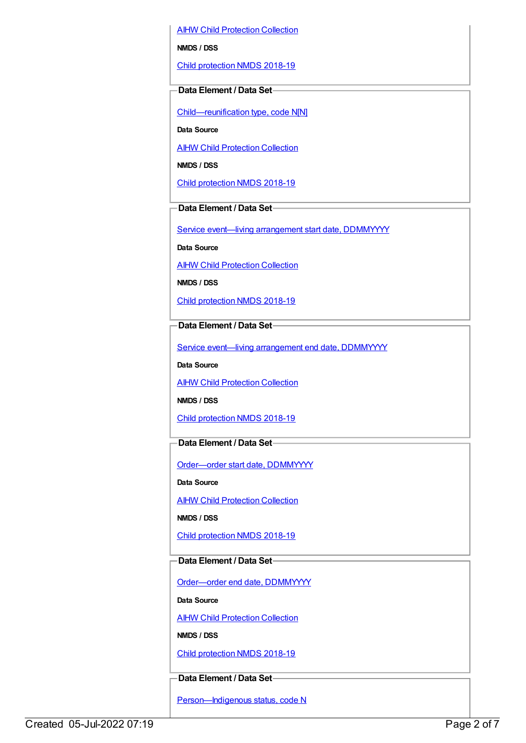[AIHW Child Protection Collection]

**NMDS / DSS**

[Child protection NMDS 2018-19]

**Data Element / Data Set**

[Child—reunification type, code N[N]]

**Data Source**

[AIHW Child Protection Collection]

**NMDS / DSS**

[Child protection NMDS 2018-19]

**Data Element / Data Set**

[Service event—living arrangement start date, DDMMYYYY]

**Data Source**

[AIHW Child Protection Collection]

**NMDS / DSS**

[Child protection NMDS 2018-19]

**Data Element / Data Set**

[Service event—living arrangement end date, DDMMYYYY]

**Data Source**

[AIHW Child Protection Collection]

**NMDS / DSS**

[Child protection NMDS 2018-19]

**Data Element / Data Set**

[Order—order start date, DDMMYYYY]

**Data Source**

[AIHW Child Protection Collection]

**NMDS / DSS**

[Child protection NMDS 2018-19]

**Data Element / Data Set**

[Order—order end date, DDMMYYYY]

**Data Source**

[AIHW Child Protection Collection]

**NMDS / DSS**

[Child protection NMDS 2018-19]

**Data Element / Data Set**

[Person—Indigenous status, code N]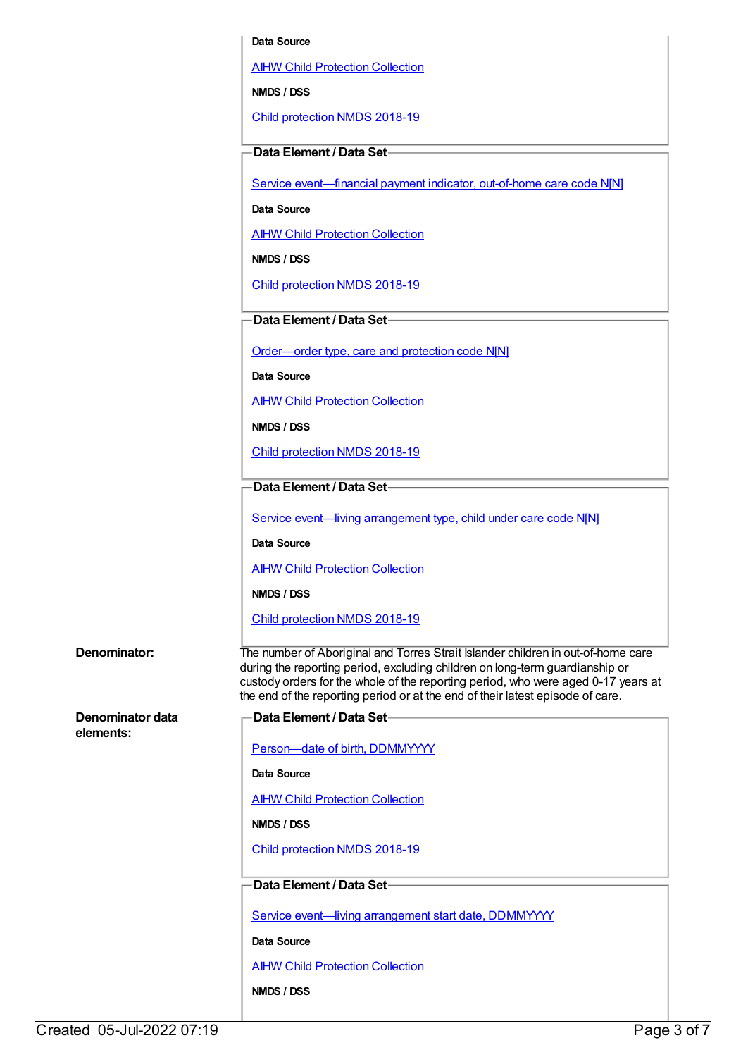**Data Source**

AIHW Child Protection Collection

**NMDS / DSS**

Child protection NMDS 2018-19

**Data Element / Data Set**

Service event—financial payment indicator, out-of-home care code N[N]

**Data Source**

AIHW Child Protection Collection

**NMDS / DSS**

Child protection NMDS 2018-19

**Data Element / Data Set**

Order—order type, care and protection code N[N]

**Data Source**

AIHW Child Protection Collection

**NMDS / DSS**

Child protection NMDS 2018-19

**Data Element / Data Set**

Service event—living arrangement type, child under care code N[N]

**Data Source**

AIHW Child Protection Collection

**NMDS / DSS**

Child protection NMDS 2018-19

**Denominator:** The number of Aboriginal and Torres Strait Islander children in out-of-home care during the reporting period, excluding children on long-term guardianship or custody orders for the whole of the reporting period, who were aged 0-17 years at the end of the reporting period or at the end of their latest episode of care.

**Denominator data elements:**

**Data Element / Data Set**

Person—date of birth, DDMMYYYY

**Data Source**

AIHW Child Protection Collection

**NMDS / DSS**

Child protection NMDS 2018-19

**Data Element / Data Set**

Service event—living arrangement start date, DDMMYYYY

**Data Source**

AIHW Child Protection Collection

**NMDS / DSS**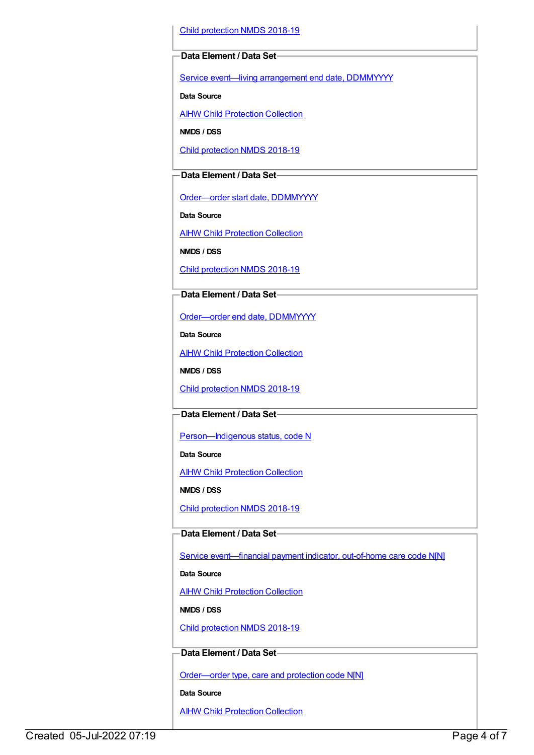Child protection NMDS 2018-19

**Data Element / Data Set**

Service event—living arrangement end date, DDMMYYYY

**Data Source**

AIHW Child Protection Collection

**NMDS / DSS**

Child protection NMDS 2018-19

**Data Element / Data Set**

Order—order start date, DDMMYYYY

**Data Source**

AIHW Child Protection Collection

**NMDS / DSS**

Child protection NMDS 2018-19

**Data Element / Data Set**

Order—order end date, DDMMYYYY

**Data Source**

AIHW Child Protection Collection

**NMDS / DSS**

Child protection NMDS 2018-19

**Data Element / Data Set**

Person—Indigenous status, code N

**Data Source**

AIHW Child Protection Collection

**NMDS / DSS**

Child protection NMDS 2018-19

**Data Element / Data Set**

Service event—financial payment indicator, out-of-home care code N[N]

**Data Source**

AIHW Child Protection Collection

**NMDS / DSS**

Child protection NMDS 2018-19

**Data Element / Data Set**

Order—order type, care and protection code N[N]

**Data Source**

AIHW Child Protection Collection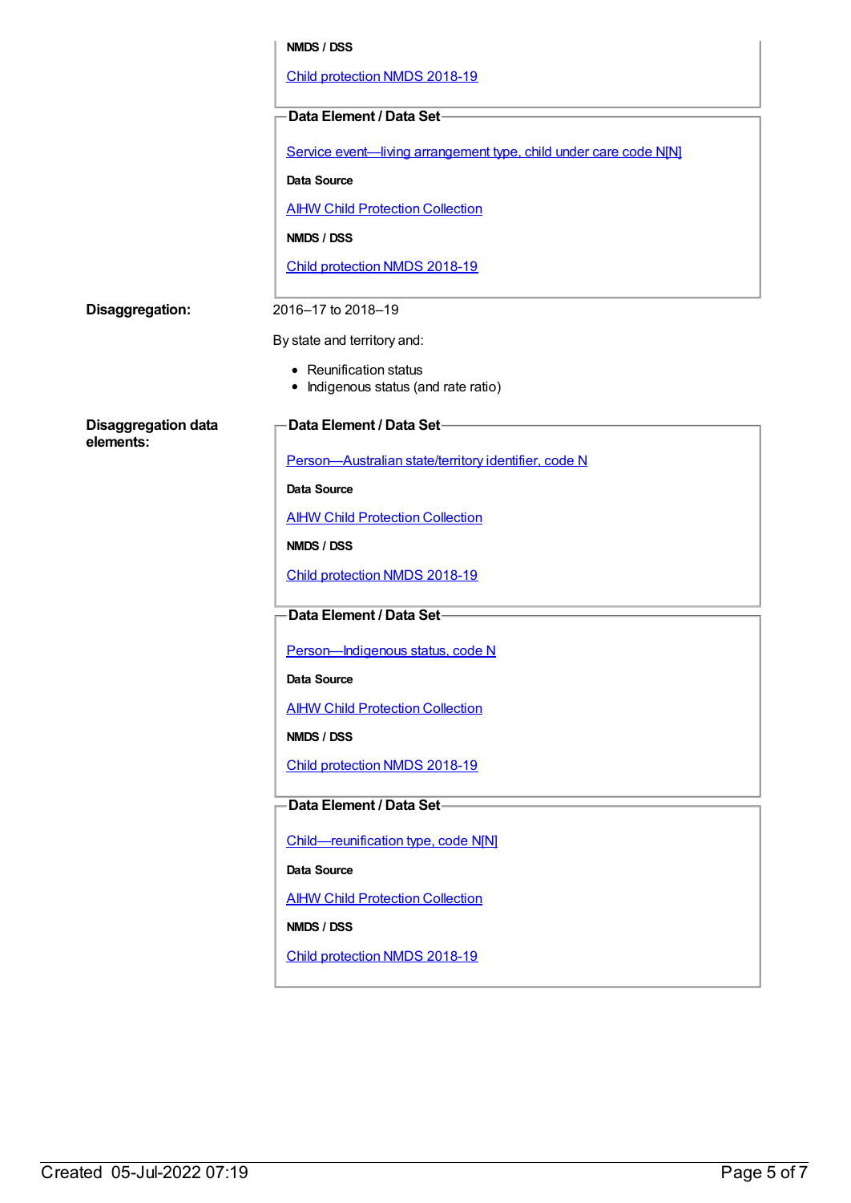**NMDS / DSS**

Child protection NMDS 2018-19

**Data Element / Data Set**

Service event—living arrangement type, child under care code N[N]

**Data Source**

AIHW Child Protection Collection

**NMDS / DSS**

Child protection NMDS 2018-19

**Disaggregation:**

2016–17 to 2018–19

By state and territory and:

- Reunification status
- Indigenous status (and rate ratio)

**Disaggregation data elements:**

**Data Element / Data Set**

Person—Australian state/territory identifier, code N

**Data Source**

AIHW Child Protection Collection

**NMDS / DSS**

Child protection NMDS 2018-19

**Data Element / Data Set**

Person—Indigenous status, code N

**Data Source**

AIHW Child Protection Collection

**NMDS / DSS**

Child protection NMDS 2018-19

**Data Element / Data Set**

Child—reunification type, code N[N]

**Data Source**

AIHW Child Protection Collection

**NMDS / DSS**

Child protection NMDS 2018-19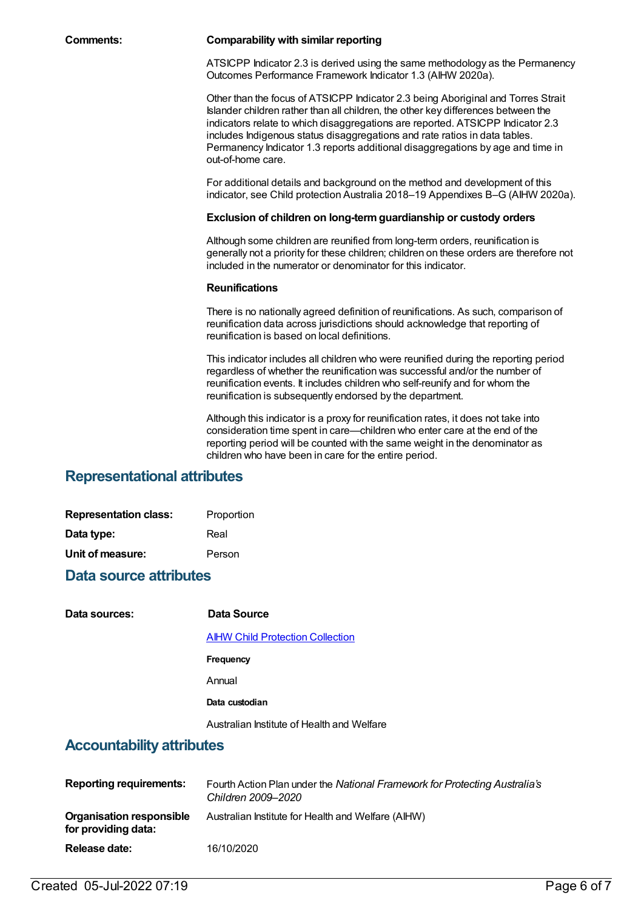**Comments:**

**Comparability with similar reporting**

ATSICPP Indicator 2.3 is derived using the same methodology as the Permanency Outcomes Performance Framework Indicator 1.3 (AIHW 2020a).

Other than the focus of ATSICPP Indicator 2.3 being Aboriginal and Torres Strait Islander children rather than all children, the other key differences between the indicators relate to which disaggregations are reported. ATSICPP Indicator 2.3 includes Indigenous status disaggregations and rate ratios in data tables. Permanency Indicator 1.3 reports additional disaggregations by age and time in out-of-home care.

For additional details and background on the method and development of this indicator, see Child protection Australia 2018–19 Appendixes B–G (AIHW 2020a).

**Exclusion of children on long-term guardianship or custody orders**

Although some children are reunified from long-term orders, reunification is generally not a priority for these children; children on these orders are therefore not included in the numerator or denominator for this indicator.

**Reunifications**

There is no nationally agreed definition of reunifications. As such, comparison of reunification data across jurisdictions should acknowledge that reporting of reunification is based on local definitions.

This indicator includes all children who were reunified during the reporting period regardless of whether the reunification was successful and/or the number of reunification events. It includes children who self-reunify and for whom the reunification is subsequently endorsed by the department.

Although this indicator is a proxy for reunification rates, it does not take into consideration time spent in care—children who enter care at the end of the reporting period will be counted with the same weight in the denominator as children who have been in care for the entire period.

## Representational attributes

**Representation class:** Proportion

**Data type:** Real

**Unit of measure:** Person

## Data source attributes

**Data sources:**

**Data Source**

AIHW Child Protection Collection

**Frequency**

Annual

**Data custodian**

Australian Institute of Health and Welfare

## Accountability attributes

**Reporting requirements:** Fourth Action Plan under the *National Framework for Protecting Australia's Children 2009–2020*

**Organisation responsible for providing data:** Australian Institute for Health and Welfare (AIHW)

**Release date:** 16/10/2020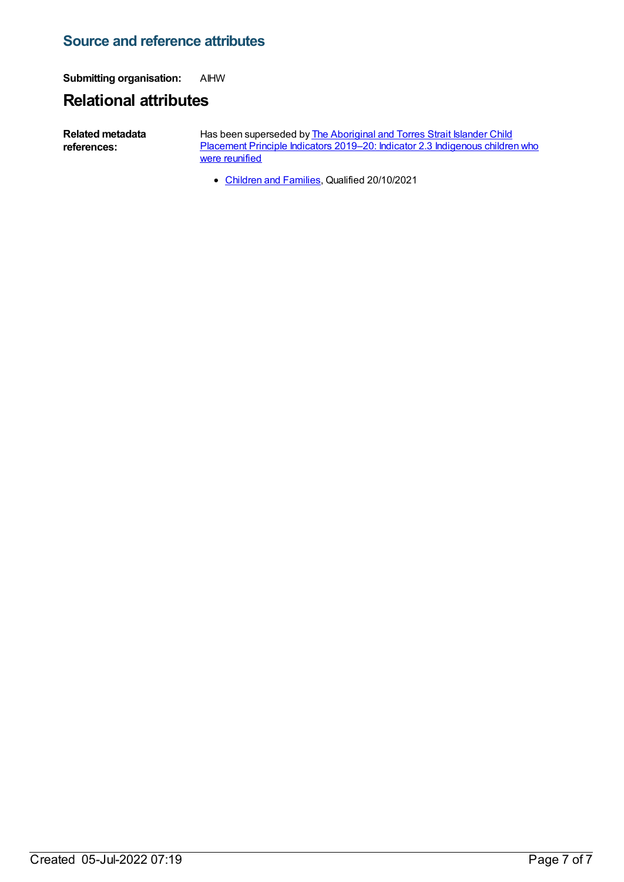## Source and reference attributes

**Submitting organisation:** AIHW

# Relational attributes

**Related metadata references:** Has been superseded by The Aboriginal and Torres Strait Islander Child Placement Principle Indicators 2019–20: Indicator 2.3 Indigenous children who were reunified

- Children and Families, Qualified 20/10/2021